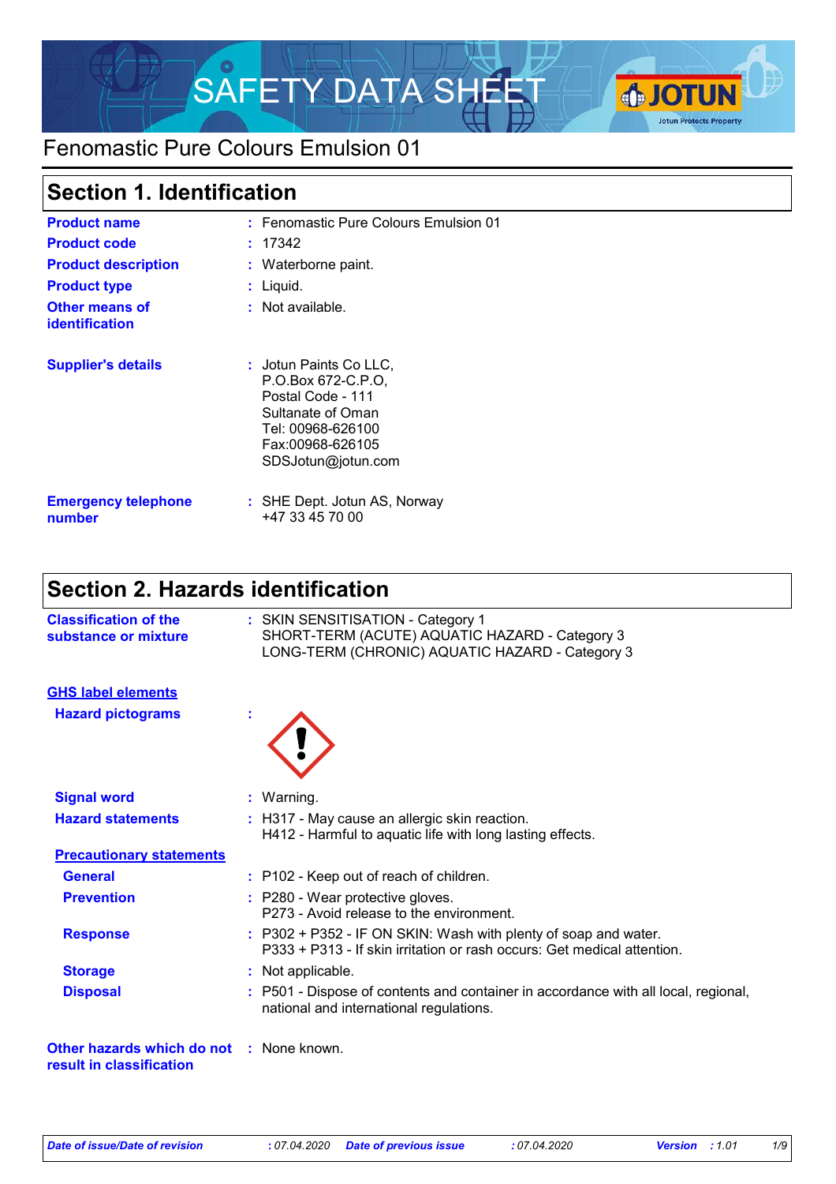# SAFETY DATA SHEET

## Fenomastic Pure Colours Emulsion 01

## Section 1. Identification

| | |
|---|---|
| **Product name** | : Fenomastic Pure Colours Emulsion 01 |
| **Product code** | : 17342 |
| **Product description** | : Waterborne paint. |
| **Product type** | : Liquid. |
| **Other means of identification** | : Not available. |
| **Supplier's details** | : Jotun Paints Co LLC, P.O.Box 672-C.P.O, Postal Code - 111, Sultanate of Oman, Tel: 00968-626100, Fax:00968-626105, SDSJotun@jotun.com |
| **Emergency telephone number** | : SHE Dept. Jotun AS, Norway +47 33 45 70 00 |

## Section 2. Hazards identification

**Classification of the substance or mixture** : SKIN SENSITISATION - Category 1
SHORT-TERM (ACUTE) AQUATIC HAZARD - Category 3
LONG-TERM (CHRONIC) AQUATIC HAZARD - Category 3

**GHS label elements**

**Hazard pictograms** :

**Signal word** : Warning.

**Hazard statements** : H317 - May cause an allergic skin reaction.
H412 - Harmful to aquatic life with long lasting effects.

**Precautionary statements**

**General** : P102 - Keep out of reach of children.

**Prevention** : P280 - Wear protective gloves.
P273 - Avoid release to the environment.

**Response** : P302 + P352 - IF ON SKIN: Wash with plenty of soap and water.
P333 + P313 - If skin irritation or rash occurs: Get medical attention.

**Storage** : Not applicable.

**Disposal** : P501 - Dispose of contents and container in accordance with all local, regional, national and international regulations.

**Other hazards which do not result in classification** : None known.

*Date of issue/Date of revision* : 07.04.2020 *Date of previous issue* : 07.04.2020 *Version* : 1.01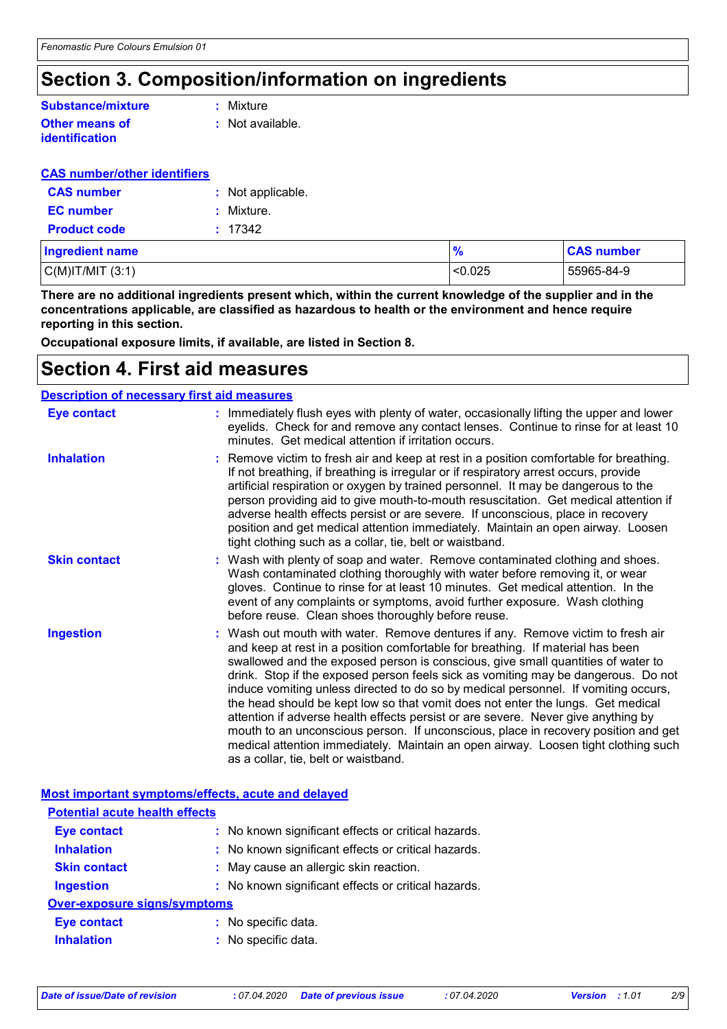# Section 3. Composition/information on ingredients

**Substance/mixture** : Mixture

**Other means of identification** : Not available.

**CAS number/other identifiers**

**CAS number** : Not applicable.

**EC number** : Mixture.

**Product code** : 17342

| Ingredient name | % | CAS number |
|---|---|---|
| C(M)IT/MIT (3:1) | <0.025 | 55965-84-9 |

**There are no additional ingredients present which, within the current knowledge of the supplier and in the concentrations applicable, are classified as hazardous to health or the environment and hence require reporting in this section.**

**Occupational exposure limits, if available, are listed in Section 8.**

# Section 4. First aid measures

**Description of necessary first aid measures**

**Eye contact** : Immediately flush eyes with plenty of water, occasionally lifting the upper and lower eyelids. Check for and remove any contact lenses. Continue to rinse for at least 10 minutes. Get medical attention if irritation occurs.

**Inhalation** : Remove victim to fresh air and keep at rest in a position comfortable for breathing. If not breathing, if breathing is irregular or if respiratory arrest occurs, provide artificial respiration or oxygen by trained personnel. It may be dangerous to the person providing aid to give mouth-to-mouth resuscitation. Get medical attention if adverse health effects persist or are severe. If unconscious, place in recovery position and get medical attention immediately. Maintain an open airway. Loosen tight clothing such as a collar, tie, belt or waistband.

**Skin contact** : Wash with plenty of soap and water. Remove contaminated clothing and shoes. Wash contaminated clothing thoroughly with water before removing it, or wear gloves. Continue to rinse for at least 10 minutes. Get medical attention. In the event of any complaints or symptoms, avoid further exposure. Wash clothing before reuse. Clean shoes thoroughly before reuse.

**Ingestion** : Wash out mouth with water. Remove dentures if any. Remove victim to fresh air and keep at rest in a position comfortable for breathing. If material has been swallowed and the exposed person is conscious, give small quantities of water to drink. Stop if the exposed person feels sick as vomiting may be dangerous. Do not induce vomiting unless directed to do so by medical personnel. If vomiting occurs, the head should be kept low so that vomit does not enter the lungs. Get medical attention if adverse health effects persist or are severe. Never give anything by mouth to an unconscious person. If unconscious, place in recovery position and get medical attention immediately. Maintain an open airway. Loosen tight clothing such as a collar, tie, belt or waistband.

**Most important symptoms/effects, acute and delayed**

**Potential acute health effects**

**Eye contact** : No known significant effects or critical hazards.

**Inhalation** : No known significant effects or critical hazards.

**Skin contact** : May cause an allergic skin reaction.

**Ingestion** : No known significant effects or critical hazards.

**Over-exposure signs/symptoms**

**Eye contact** : No specific data.

**Inhalation** : No specific data.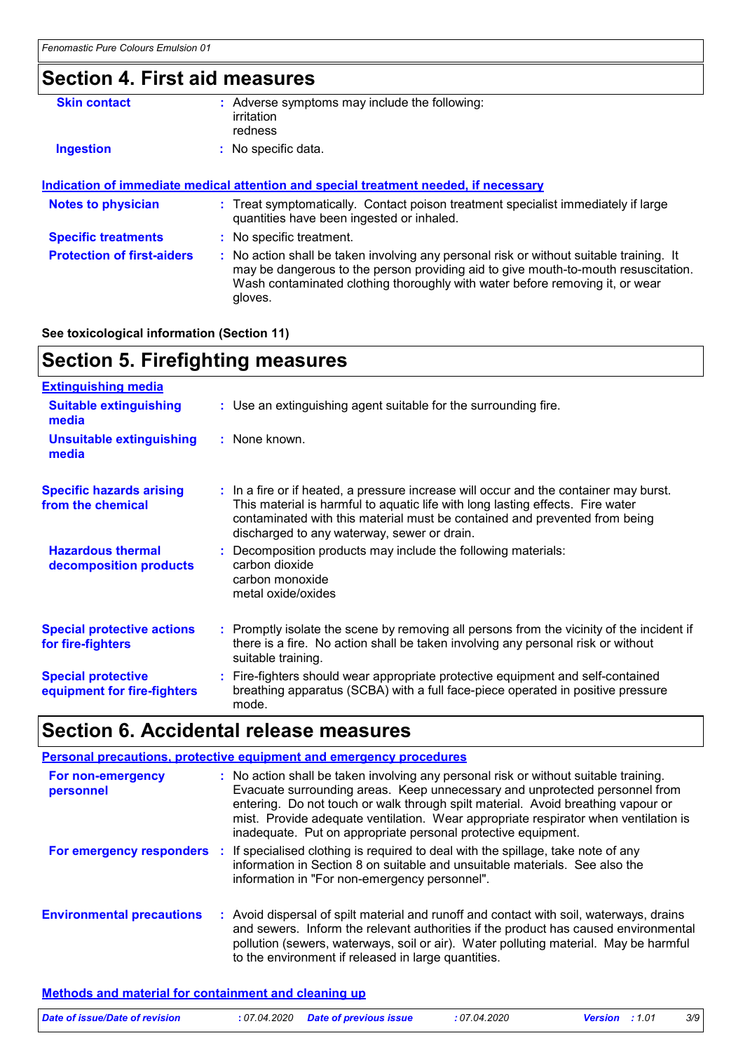## Section 4. First aid measures

| | |
|---|---|
| **Skin contact** | Adverse symptoms may include the following:<br>irritation<br>redness |
| **Ingestion** | No specific data. |

### Indication of immediate medical attention and special treatment needed, if necessary

| | |
|---|---|
| **Notes to physician** | Treat symptomatically. Contact poison treatment specialist immediately if large quantities have been ingested or inhaled. |
| **Specific treatments** | No specific treatment. |
| **Protection of first-aiders** | No action shall be taken involving any personal risk or without suitable training. It may be dangerous to the person providing aid to give mouth-to-mouth resuscitation. Wash contaminated clothing thoroughly with water before removing it, or wear gloves. |

**See toxicological information (Section 11)**

## Section 5. Firefighting measures

### Extinguishing media

| | |
|---|---|
| **Suitable extinguishing media** | Use an extinguishing agent suitable for the surrounding fire. |
| **Unsuitable extinguishing media** | None known. |
| **Specific hazards arising from the chemical** | In a fire or if heated, a pressure increase will occur and the container may burst. This material is harmful to aquatic life with long lasting effects. Fire water contaminated with this material must be contained and prevented from being discharged to any waterway, sewer or drain. |
| **Hazardous thermal decomposition products** | Decomposition products may include the following materials:<br>carbon dioxide<br>carbon monoxide<br>metal oxide/oxides |
| **Special protective actions for fire-fighters** | Promptly isolate the scene by removing all persons from the vicinity of the incident if there is a fire. No action shall be taken involving any personal risk or without suitable training. |
| **Special protective equipment for fire-fighters** | Fire-fighters should wear appropriate protective equipment and self-contained breathing apparatus (SCBA) with a full face-piece operated in positive pressure mode. |

## Section 6. Accidental release measures

### Personal precautions, protective equipment and emergency procedures

| | |
|---|---|
| **For non-emergency personnel** | No action shall be taken involving any personal risk or without suitable training. Evacuate surrounding areas. Keep unnecessary and unprotected personnel from entering. Do not touch or walk through spilt material. Avoid breathing vapour or mist. Provide adequate ventilation. Wear appropriate respirator when ventilation is inadequate. Put on appropriate personal protective equipment. |
| **For emergency responders** | If specialised clothing is required to deal with the spillage, take note of any information in Section 8 on suitable and unsuitable materials. See also the information in "For non-emergency personnel". |
| **Environmental precautions** | Avoid dispersal of spilt material and runoff and contact with soil, waterways, drains and sewers. Inform the relevant authorities if the product has caused environmental pollution (sewers, waterways, soil or air). Water polluting material. May be harmful to the environment if released in large quantities. |

### Methods and material for containment and cleaning up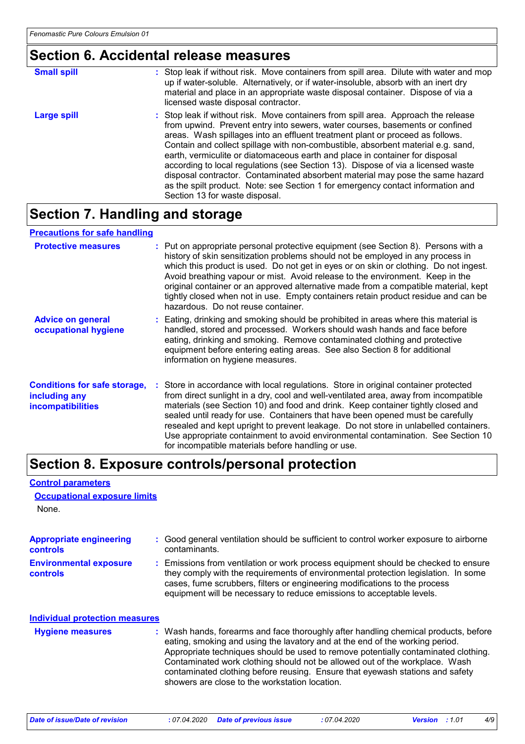## Section 6. Accidental release measures

**Small spill** : Stop leak if without risk. Move containers from spill area. Dilute with water and mop up if water-soluble. Alternatively, or if water-insoluble, absorb with an inert dry material and place in an appropriate waste disposal container. Dispose of via a licensed waste disposal contractor.

**Large spill** : Stop leak if without risk. Move containers from spill area. Approach the release from upwind. Prevent entry into sewers, water courses, basements or confined areas. Wash spillages into an effluent treatment plant or proceed as follows. Contain and collect spillage with non-combustible, absorbent material e.g. sand, earth, vermiculite or diatomaceous earth and place in container for disposal according to local regulations (see Section 13). Dispose of via a licensed waste disposal contractor. Contaminated absorbent material may pose the same hazard as the spilt product. Note: see Section 1 for emergency contact information and Section 13 for waste disposal.

## Section 7. Handling and storage

### Precautions for safe handling

**Protective measures** : Put on appropriate personal protective equipment (see Section 8). Persons with a history of skin sensitization problems should not be employed in any process in which this product is used. Do not get in eyes or on skin or clothing. Do not ingest. Avoid breathing vapour or mist. Avoid release to the environment. Keep in the original container or an approved alternative made from a compatible material, kept tightly closed when not in use. Empty containers retain product residue and can be hazardous. Do not reuse container.

**Advice on general occupational hygiene** : Eating, drinking and smoking should be prohibited in areas where this material is handled, stored and processed. Workers should wash hands and face before eating, drinking and smoking. Remove contaminated clothing and protective equipment before entering eating areas. See also Section 8 for additional information on hygiene measures.

**Conditions for safe storage, including any incompatibilities** : Store in accordance with local regulations. Store in original container protected from direct sunlight in a dry, cool and well-ventilated area, away from incompatible materials (see Section 10) and food and drink. Keep container tightly closed and sealed until ready for use. Containers that have been opened must be carefully resealed and kept upright to prevent leakage. Do not store in unlabelled containers. Use appropriate containment to avoid environmental contamination. See Section 10 for incompatible materials before handling or use.

## Section 8. Exposure controls/personal protection

### Control parameters

#### Occupational exposure limits

None.

**Appropriate engineering controls** : Good general ventilation should be sufficient to control worker exposure to airborne contaminants.

**Environmental exposure controls** : Emissions from ventilation or work process equipment should be checked to ensure they comply with the requirements of environmental protection legislation. In some cases, fume scrubbers, filters or engineering modifications to the process equipment will be necessary to reduce emissions to acceptable levels.

### Individual protection measures

**Hygiene measures** : Wash hands, forearms and face thoroughly after handling chemical products, before eating, smoking and using the lavatory and at the end of the working period. Appropriate techniques should be used to remove potentially contaminated clothing. Contaminated work clothing should not be allowed out of the workplace. Wash contaminated clothing before reusing. Ensure that eyewash stations and safety showers are close to the workstation location.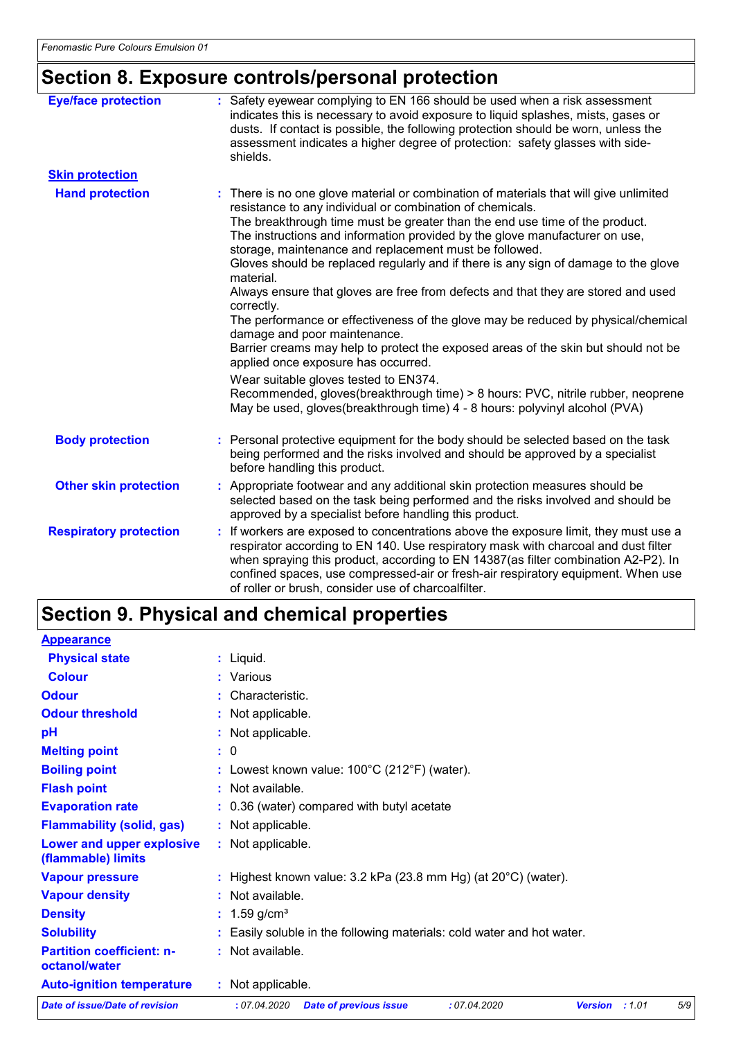## Section 8. Exposure controls/personal protection

| | |
|---|---|
| **Eye/face protection** | : Safety eyewear complying to EN 166 should be used when a risk assessment indicates this is necessary to avoid exposure to liquid splashes, mists, gases or dusts. If contact is possible, the following protection should be worn, unless the assessment indicates a higher degree of protection: safety glasses with side-shields. |

**Skin protection**

| | |
|---|---|
| **Hand protection** | : There is no one glove material or combination of materials that will give unlimited resistance to any individual or combination of chemicals. The breakthrough time must be greater than the end use time of the product. The instructions and information provided by the glove manufacturer on use, storage, maintenance and replacement must be followed. Gloves should be replaced regularly and if there is any sign of damage to the glove material. Always ensure that gloves are free from defects and that they are stored and used correctly. The performance or effectiveness of the glove may be reduced by physical/chemical damage and poor maintenance. Barrier creams may help to protect the exposed areas of the skin but should not be applied once exposure has occurred. Wear suitable gloves tested to EN374. Recommended, gloves(breakthrough time) > 8 hours: PVC, nitrile rubber, neoprene May be used, gloves(breakthrough time) 4 - 8 hours: polyvinyl alcohol (PVA) |
| **Body protection** | : Personal protective equipment for the body should be selected based on the task being performed and the risks involved and should be approved by a specialist before handling this product. |
| **Other skin protection** | : Appropriate footwear and any additional skin protection measures should be selected based on the task being performed and the risks involved and should be approved by a specialist before handling this product. |
| **Respiratory protection** | : If workers are exposed to concentrations above the exposure limit, they must use a respirator according to EN 140. Use respiratory mask with charcoal and dust filter when spraying this product, according to EN 14387(as filter combination A2-P2). In confined spaces, use compressed-air or fresh-air respiratory equipment. When use of roller or brush, consider use of charcoalfilter. |

## Section 9. Physical and chemical properties

**Appearance**

| | |
|---|---|
| **Physical state** | : Liquid. |
| **Colour** | : Various |
| **Odour** | : Characteristic. |
| **Odour threshold** | : Not applicable. |
| **pH** | : Not applicable. |
| **Melting point** | : 0 |
| **Boiling point** | : Lowest known value: 100°C (212°F) (water). |
| **Flash point** | : Not available. |
| **Evaporation rate** | : 0.36 (water) compared with butyl acetate |
| **Flammability (solid, gas)** | : Not applicable. |
| **Lower and upper explosive (flammable) limits** | : Not applicable. |
| **Vapour pressure** | : Highest known value: 3.2 kPa (23.8 mm Hg) (at 20°C) (water). |
| **Vapour density** | : Not available. |
| **Density** | : 1.59 g/cm³ |
| **Solubility** | : Easily soluble in the following materials: cold water and hot water. |
| **Partition coefficient: n-octanol/water** | : Not available. |
| **Auto-ignition temperature** | : Not applicable. |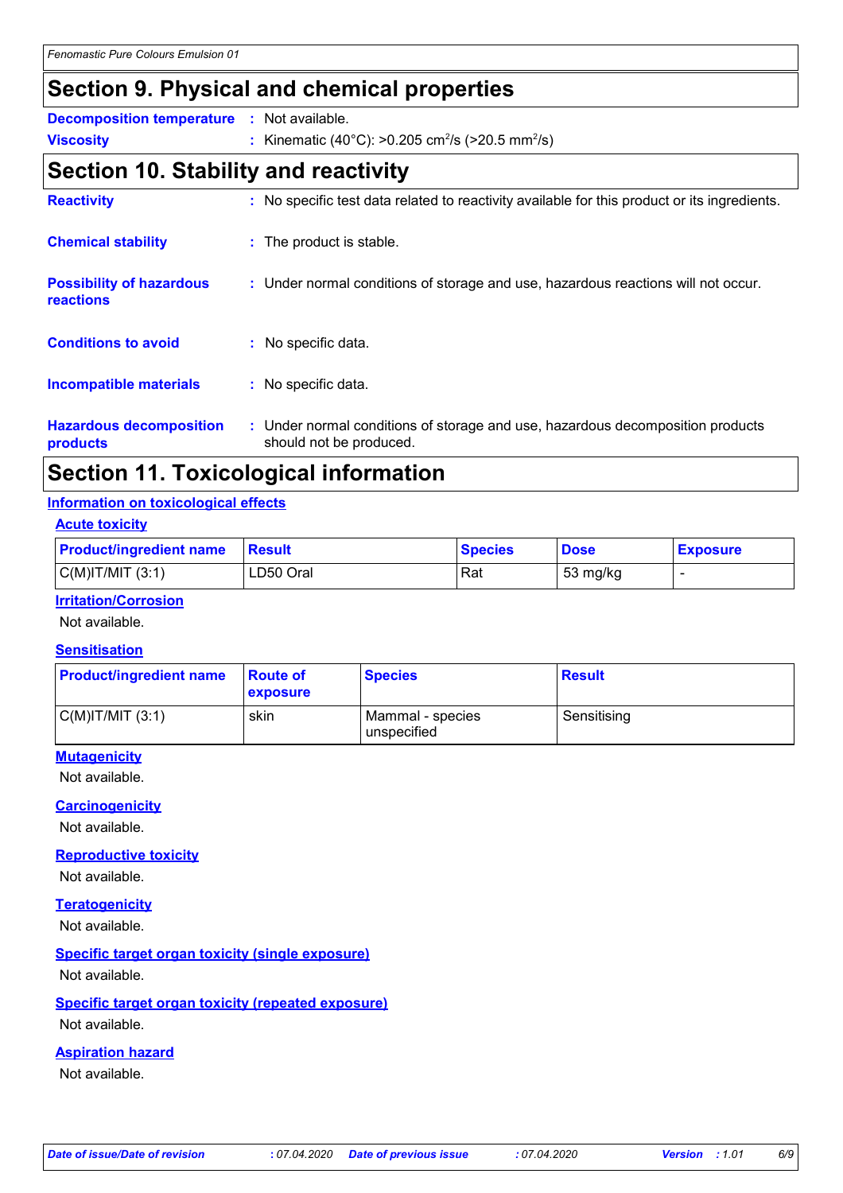# Section 9. Physical and chemical properties

**Decomposition temperature** : Not available.

**Viscosity** : Kinematic (40°C): >0.205 $cm^2/s$ (>20.5 $mm^2/s$)

# Section 10. Stability and reactivity

**Reactivity** : No specific test data related to reactivity available for this product or its ingredients.

**Chemical stability** : The product is stable.

**Possibility of hazardous reactions** : Under normal conditions of storage and use, hazardous reactions will not occur.

**Conditions to avoid** : No specific data.

**Incompatible materials** : No specific data.

**Hazardous decomposition products** : Under normal conditions of storage and use, hazardous decomposition products should not be produced.

# Section 11. Toxicological information

## Information on toxicological effects

### Acute toxicity

| Product/ingredient name | Result | Species | Dose | Exposure |
|---|---|---|---|---|
| C(M)IT/MIT (3:1) | LD50 Oral | Rat | 53 mg/kg | - |

### Irritation/Corrosion

Not available.

### Sensitisation

| Product/ingredient name | Route of exposure | Species | Result |
|---|---|---|---|
| C(M)IT/MIT (3:1) | skin | Mammal - species unspecified | Sensitising |

### Mutagenicity

Not available.

### Carcinogenicity

Not available.

### Reproductive toxicity

Not available.

### Teratogenicity

Not available.

### Specific target organ toxicity (single exposure)

Not available.

### Specific target organ toxicity (repeated exposure)

Not available.

### Aspiration hazard

Not available.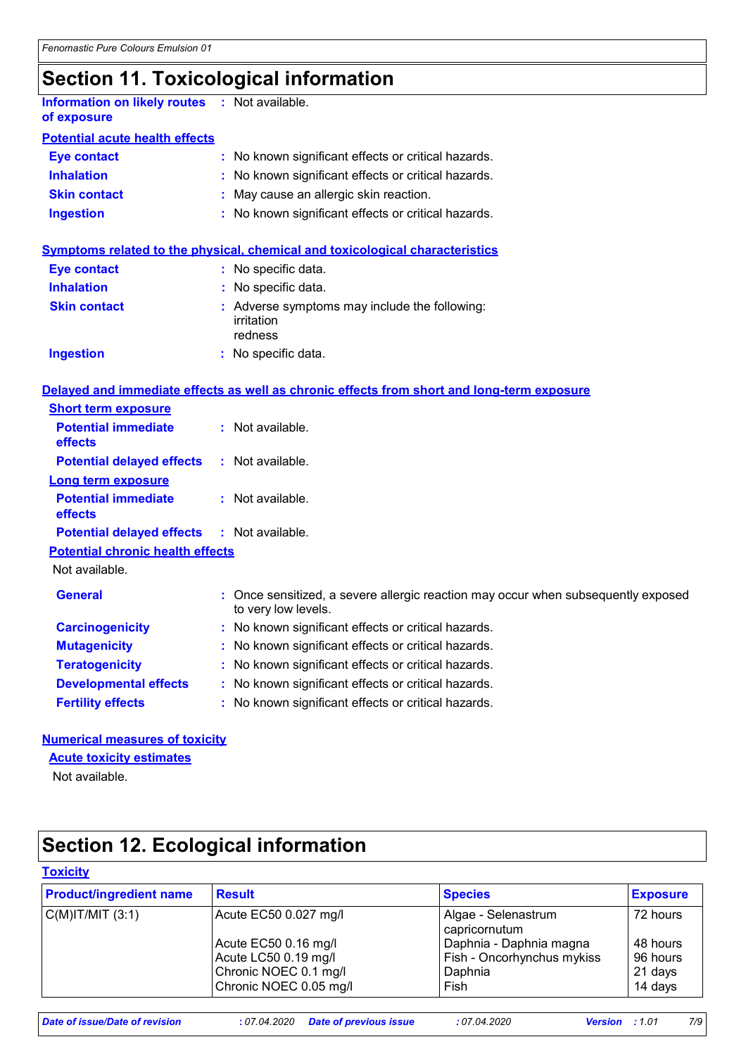# Section 11. Toxicological information

**Information on likely routes of exposure** : Not available.

**Potential acute health effects**

- **Eye contact** : No known significant effects or critical hazards.
- **Inhalation** : No known significant effects or critical hazards.
- **Skin contact** : May cause an allergic skin reaction.
- **Ingestion** : No known significant effects or critical hazards.

**Symptoms related to the physical, chemical and toxicological characteristics**

- **Eye contact** : No specific data.
- **Inhalation** : No specific data.
- **Skin contact** : Adverse symptoms may include the following:
  irritation
  redness
- **Ingestion** : No specific data.

**Delayed and immediate effects as well as chronic effects from short and long-term exposure**

**Short term exposure**

- **Potential immediate effects** : Not available.
- **Potential delayed effects** : Not available.

**Long term exposure**

- **Potential immediate effects** : Not available.
- **Potential delayed effects** : Not available.

**Potential chronic health effects**

Not available.

- **General** : Once sensitized, a severe allergic reaction may occur when subsequently exposed to very low levels.
- **Carcinogenicity** : No known significant effects or critical hazards.
- **Mutagenicity** : No known significant effects or critical hazards.
- **Teratogenicity** : No known significant effects or critical hazards.
- **Developmental effects** : No known significant effects or critical hazards.
- **Fertility effects** : No known significant effects or critical hazards.

**Numerical measures of toxicity**

**Acute toxicity estimates**

Not available.

# Section 12. Ecological information

**Toxicity**

| Product/ingredient name | Result | Species | Exposure |
|---|---|---|---|
| C(M)IT/MIT (3:1) | Acute EC50 0.027 mg/l | Algae - Selenastrum capricornutum | 72 hours |
| | Acute EC50 0.16 mg/l | Daphnia - Daphnia magna | 48 hours |
| | Acute LC50 0.19 mg/l | Fish - Oncorhynchus mykiss | 96 hours |
| | Chronic NOEC 0.1 mg/l | Daphnia | 21 days |
| | Chronic NOEC 0.05 mg/l | Fish | 14 days |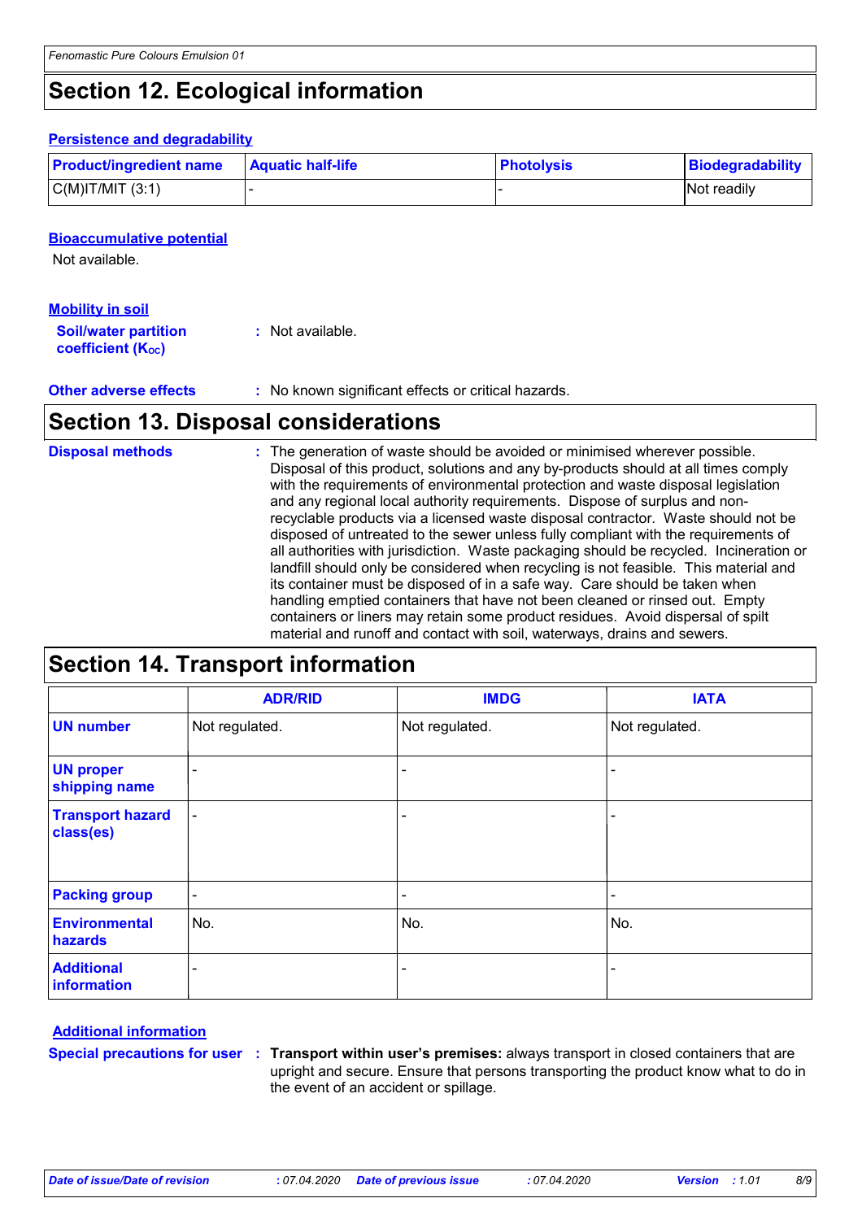## Section 12. Ecological information

### Persistence and degradability

| Product/ingredient name | Aquatic half-life | Photolysis | Biodegradability |
|---|---|---|---|
| C(M)IT/MIT (3:1) | - | - | Not readily |

### Bioaccumulative potential

Not available.

### Mobility in soil

**Soil/water partition coefficient ($K_{OC}$)** : Not available.

**Other adverse effects** : No known significant effects or critical hazards.

## Section 13. Disposal considerations

**Disposal methods** : The generation of waste should be avoided or minimised wherever possible. Disposal of this product, solutions and any by-products should at all times comply with the requirements of environmental protection and waste disposal legislation and any regional local authority requirements. Dispose of surplus and non-recyclable products via a licensed waste disposal contractor. Waste should not be disposed of untreated to the sewer unless fully compliant with the requirements of all authorities with jurisdiction. Waste packaging should be recycled. Incineration or landfill should only be considered when recycling is not feasible. This material and its container must be disposed of in a safe way. Care should be taken when handling emptied containers that have not been cleaned or rinsed out. Empty containers or liners may retain some product residues. Avoid dispersal of spilt material and runoff and contact with soil, waterways, drains and sewers.

## Section 14. Transport information

| | ADR/RID | IMDG | IATA |
|---|---|---|---|
| UN number | Not regulated. | Not regulated. | Not regulated. |
| UN proper shipping name | - | - | - |
| Transport hazard class(es) | - | - | - |
| Packing group | - | - | - |
| Environmental hazards | No. | No. | No. |
| Additional information | - | - | - |

### Additional information

**Special precautions for user** : **Transport within user's premises:** always transport in closed containers that are upright and secure. Ensure that persons transporting the product know what to do in the event of an accident or spillage.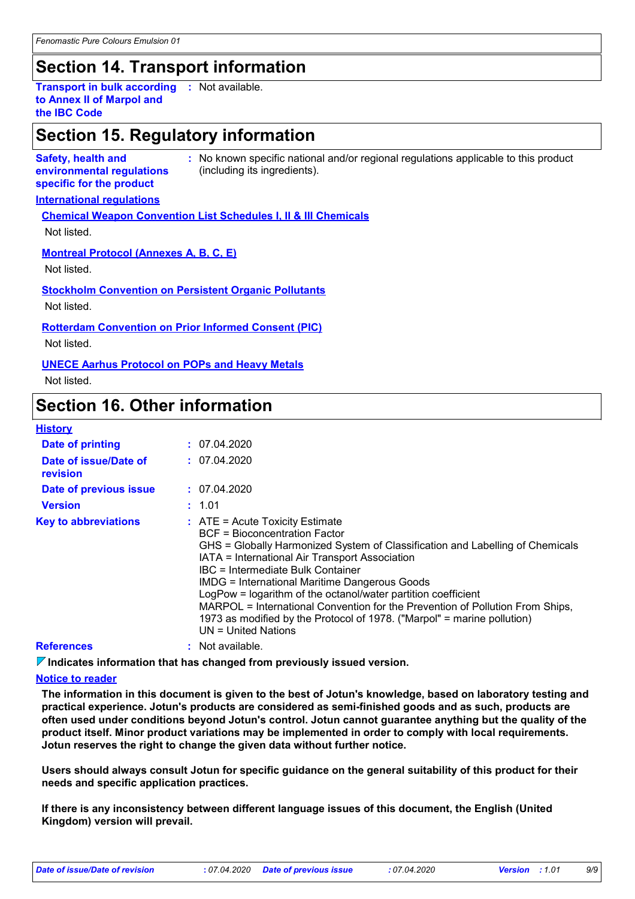## Section 14. Transport information

**Transport in bulk according to Annex II of Marpol and the IBC Code** : Not available.

## Section 15. Regulatory information

**Safety, health and environmental regulations specific for the product** : No known specific national and/or regional regulations applicable to this product (including its ingredients).

**International regulations**

**Chemical Weapon Convention List Schedules I, II & III Chemicals**

Not listed.

**Montreal Protocol (Annexes A, B, C, E)**

Not listed.

**Stockholm Convention on Persistent Organic Pollutants**

Not listed.

**Rotterdam Convention on Prior Informed Consent (PIC)**

Not listed.

**UNECE Aarhus Protocol on POPs and Heavy Metals**

Not listed.

## Section 16. Other information

**History**

**Date of printing** : 07.04.2020

**Date of issue/Date of revision** : 07.04.2020

**Date of previous issue** : 07.04.2020

**Version** : 1.01

**Key to abbreviations** : ATE = Acute Toxicity Estimate
BCF = Bioconcentration Factor
GHS = Globally Harmonized System of Classification and Labelling of Chemicals
IATA = International Air Transport Association
IBC = Intermediate Bulk Container
IMDG = International Maritime Dangerous Goods
LogPow = logarithm of the octanol/water partition coefficient
MARPOL = International Convention for the Prevention of Pollution From Ships, 1973 as modified by the Protocol of 1978. ("Marpol" = marine pollution)
UN = United Nations

**References** : Not available.

**Indicates information that has changed from previously issued version.**

**Notice to reader**

**The information in this document is given to the best of Jotun's knowledge, based on laboratory testing and practical experience. Jotun's products are considered as semi-finished goods and as such, products are often used under conditions beyond Jotun's control. Jotun cannot guarantee anything but the quality of the product itself. Minor product variations may be implemented in order to comply with local requirements. Jotun reserves the right to change the given data without further notice.**

**Users should always consult Jotun for specific guidance on the general suitability of this product for their needs and specific application practices.**

**If there is any inconsistency between different language issues of this document, the English (United Kingdom) version will prevail.**